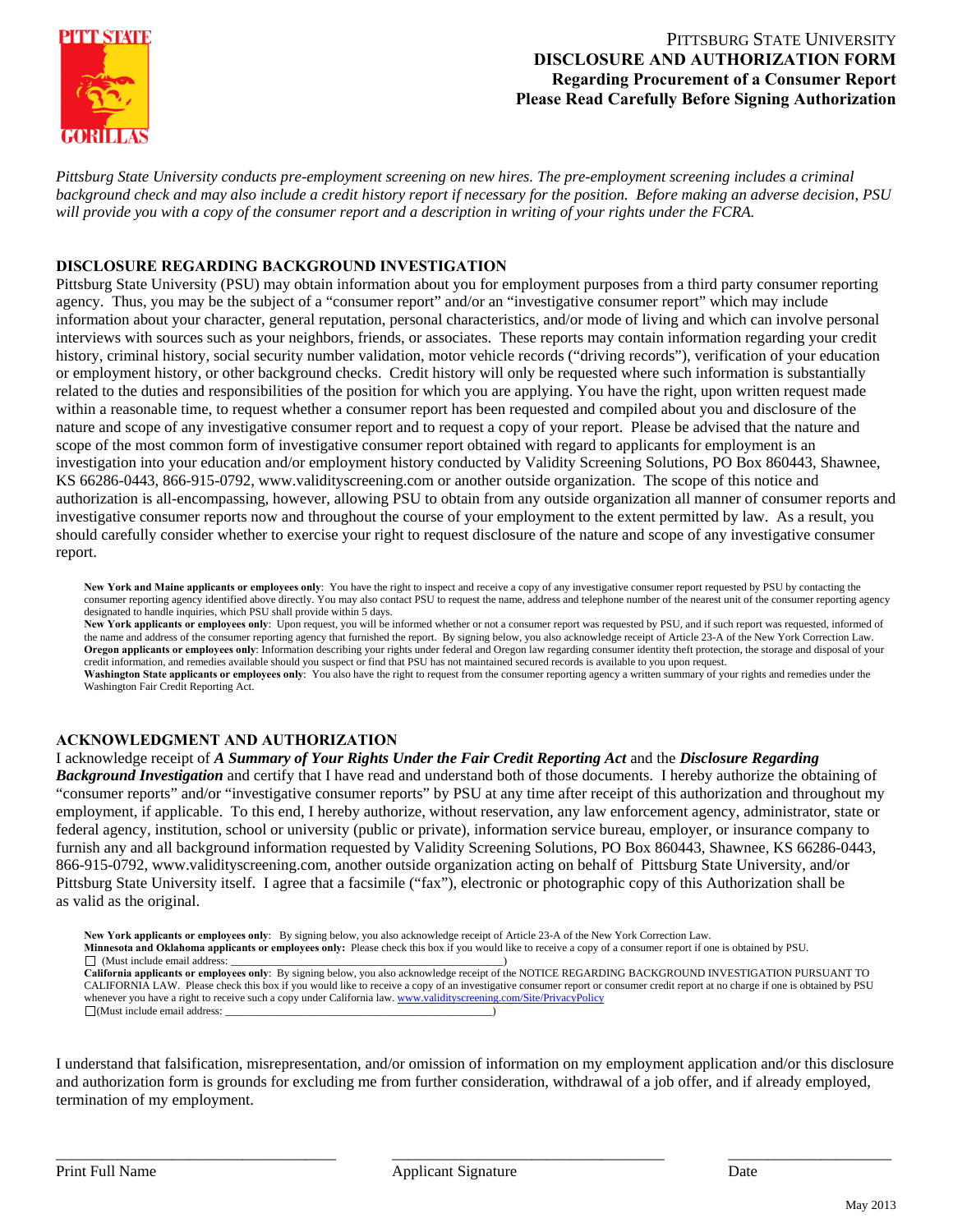PITTSBURG STATE UNIVERSITY
**DISCLOSURE AND AUTHORIZATION FORM**
**Regarding Procurement of a Consumer Report**
**Please Read Carefully Before Signing Authorization**

*Pittsburg State University conducts pre-employment screening on new hires. The pre-employment screening includes a criminal background check and may also include a credit history report if necessary for the position. Before making an adverse decision, PSU will provide you with a copy of the consumer report and a description in writing of your rights under the FCRA.*

## DISCLOSURE REGARDING BACKGROUND INVESTIGATION

Pittsburg State University (PSU) may obtain information about you for employment purposes from a third party consumer reporting agency. Thus, you may be the subject of a "consumer report" and/or an "investigative consumer report" which may include information about your character, general reputation, personal characteristics, and/or mode of living and which can involve personal interviews with sources such as your neighbors, friends, or associates. These reports may contain information regarding your credit history, criminal history, social security number validation, motor vehicle records ("driving records"), verification of your education or employment history, or other background checks. Credit history will only be requested where such information is substantially related to the duties and responsibilities of the position for which you are applying. You have the right, upon written request made within a reasonable time, to request whether a consumer report has been requested and compiled about you and disclosure of the nature and scope of any investigative consumer report and to request a copy of your report. Please be advised that the nature and scope of the most common form of investigative consumer report obtained with regard to applicants for employment is an investigation into your education and/or employment history conducted by Validity Screening Solutions, PO Box 860443, Shawnee, KS 66286-0443, 866-915-0792, www.validityscreening.com or another outside organization. The scope of this notice and authorization is all-encompassing, however, allowing PSU to obtain from any outside organization all manner of consumer reports and investigative consumer reports now and throughout the course of your employment to the extent permitted by law. As a result, you should carefully consider whether to exercise your right to request disclosure of the nature and scope of any investigative consumer report.

**New York and Maine applicants or employees only**: You have the right to inspect and receive a copy of any investigative consumer report requested by PSU by contacting the consumer reporting agency identified above directly. You may also contact PSU to request the name, address and telephone number of the nearest unit of the consumer reporting agency designated to handle inquiries, which PSU shall provide within 5 days.
**New York applicants or employees only**: Upon request, you will be informed whether or not a consumer report was requested by PSU, and if such report was requested, informed of the name and address of the consumer reporting agency that furnished the report. By signing below, you also acknowledge receipt of Article 23-A of the New York Correction Law.
**Oregon applicants or employees only**: Information describing your rights under federal and Oregon law regarding consumer identity theft protection, the storage and disposal of your credit information, and remedies available should you suspect or find that PSU has not maintained secured records is available to you upon request.
**Washington State applicants or employees only**: You also have the right to request from the consumer reporting agency a written summary of your rights and remedies under the Washington Fair Credit Reporting Act.

## ACKNOWLEDGMENT AND AUTHORIZATION

I acknowledge receipt of ***A Summary of Your Rights Under the Fair Credit Reporting Act*** and the ***Disclosure Regarding Background Investigation*** and certify that I have read and understand both of those documents. I hereby authorize the obtaining of "consumer reports" and/or "investigative consumer reports" by PSU at any time after receipt of this authorization and throughout my employment, if applicable. To this end, I hereby authorize, without reservation, any law enforcement agency, administrator, state or federal agency, institution, school or university (public or private), information service bureau, employer, or insurance company to furnish any and all background information requested by Validity Screening Solutions, PO Box 860443, Shawnee, KS 66286-0443, 866-915-0792, www.validityscreening.com, another outside organization acting on behalf of Pittsburg State University, and/or Pittsburg State University itself. I agree that a facsimile ("fax"), electronic or photographic copy of this Authorization shall be as valid as the original.

**New York applicants or employees only**: By signing below, you also acknowledge receipt of Article 23-A of the New York Correction Law.
**Minnesota and Oklahoma applicants or employees only:** Please check this box if you would like to receive a copy of a consumer report if one is obtained by PSU.
☐ (Must include email address: _____________________________________________)
**California applicants or employees only**: By signing below, you also acknowledge receipt of the NOTICE REGARDING BACKGROUND INVESTIGATION PURSUANT TO CALIFORNIA LAW. Please check this box if you would like to receive a copy of an investigative consumer report or consumer credit report at no charge if one is obtained by PSU whenever you have a right to receive such a copy under California law. www.validityscreening.com/Site/PrivacyPolicy
☐(Must include email address: _____________________________________________)

I understand that falsification, misrepresentation, and/or omission of information on my employment application and/or this disclosure and authorization form is grounds for excluding me from further consideration, withdrawal of a job offer, and if already employed, termination of my employment.

| ___________________________________ | ___________________________________ | _____________________ |
|---|---|---|
| Print Full Name | Applicant Signature | Date |

May 2013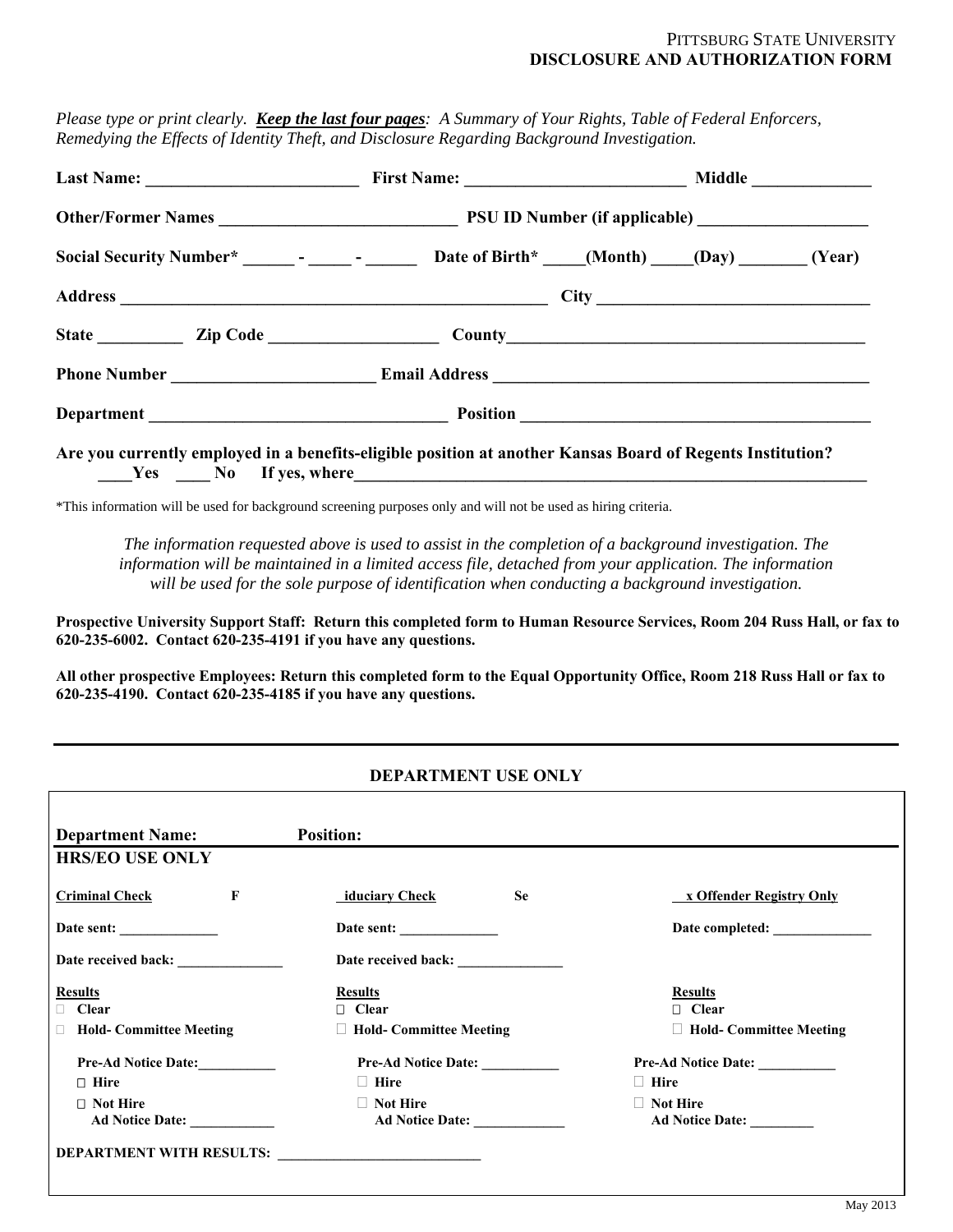PITTSBURG STATE UNIVERSITY
**DISCLOSURE AND AUTHORIZATION FORM**

*Please type or print clearly.* ***Keep the last four pages****: A Summary of Your Rights, Table of Federal Enforcers, Remedying the Effects of Identity Theft, and Disclosure Regarding Background Investigation.*

**Last Name:** ________________________ **First Name:** ________________________ **Middle** _____________

**Other/Former Names** ___________________________ **PSU ID Number (if applicable)** ___________________

**Social Security Number*** ______ - _____ - ______ **Date of Birth*** _____(Month) _____(Day) ________ (Year)

**Address** __________________________________________________ **City** ______________________________

**State** __________ **Zip Code** ___________________ **County**________________________________________

**Phone Number** _______________________ **Email Address** ___________________________________________

**Department** __________________________________ **Position** ________________________________________

**Are you currently employed in a benefits-eligible position at another Kansas Board of Regents Institution?**
____**Yes** ____ **No** **If yes, where**______________________________________________________________

*This information will be used for background screening purposes only and will not be used as hiring criteria.

*The information requested above is used to assist in the completion of a background investigation. The information will be maintained in a limited access file, detached from your application. The information will be used for the sole purpose of identification when conducting a background investigation.*

**Prospective University Support Staff: Return this completed form to Human Resource Services, Room 204 Russ Hall, or fax to 620-235-6002. Contact 620-235-4191 if you have any questions.**

**All other prospective Employees: Return this completed form to the Equal Opportunity Office, Room 218 Russ Hall or fax to 620-235-4190. Contact 620-235-4185 if you have any questions.**

---

## DEPARTMENT USE ONLY

**Department Name:** **Position:**

**HRS/EO USE ONLY**

| Criminal Check | Fiduciary Check | Sex Offender Registry Only |
|---|---|---|
| Date sent: ____________ | Date sent: ____________ | Date completed: ____________ |
| Date received back: ______________ | Date received back: ______________ | |
| **Results** | **Results** | **Results** |
| ☐ Clear | ☐ Clear | ☐ Clear |
| ☐ Hold- Committee Meeting | ☐ Hold- Committee Meeting | ☐ Hold- Committee Meeting |
| Pre-Ad Notice Date:__________ | Pre-Ad Notice Date: __________ | Pre-Ad Notice Date: __________ |
| ☐ Hire | ☐ Hire | ☐ Hire |
| ☐ Not Hire<br>Ad Notice Date: ___________ | ☐ Not Hire<br>Ad Notice Date: ____________ | ☐ Not Hire<br>Ad Notice Date: ________ |

**DEPARTMENT WITH RESULTS:** ___________________________

May 2013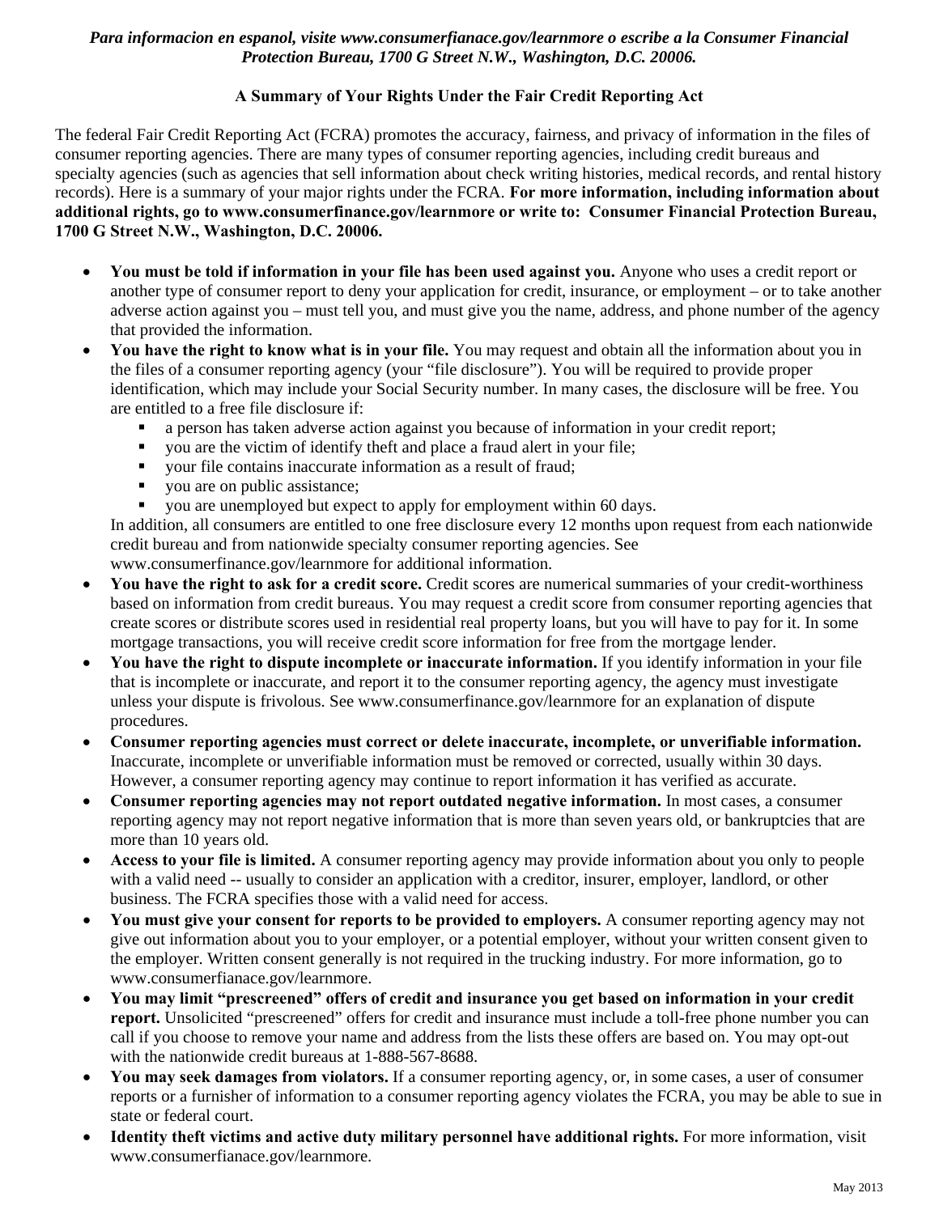*Para informacion en espanol, visite www.consumerfianace.gov/learnmore o escribe a la Consumer Financial Protection Bureau, 1700 G Street N.W., Washington, D.C. 20006.*

## A Summary of Your Rights Under the Fair Credit Reporting Act

The federal Fair Credit Reporting Act (FCRA) promotes the accuracy, fairness, and privacy of information in the files of consumer reporting agencies. There are many types of consumer reporting agencies, including credit bureaus and specialty agencies (such as agencies that sell information about check writing histories, medical records, and rental history records). Here is a summary of your major rights under the FCRA. **For more information, including information about additional rights, go to www.consumerfinance.gov/learnmore or write to: Consumer Financial Protection Bureau, 1700 G Street N.W., Washington, D.C. 20006.**

- **You must be told if information in your file has been used against you.** Anyone who uses a credit report or another type of consumer report to deny your application for credit, insurance, or employment – or to take another adverse action against you – must tell you, and must give you the name, address, and phone number of the agency that provided the information.
- **You have the right to know what is in your file.** You may request and obtain all the information about you in the files of a consumer reporting agency (your "file disclosure"). You will be required to provide proper identification, which may include your Social Security number. In many cases, the disclosure will be free. You are entitled to a free file disclosure if:
  - a person has taken adverse action against you because of information in your credit report;
  - you are the victim of identify theft and place a fraud alert in your file;
  - your file contains inaccurate information as a result of fraud;
  - you are on public assistance;
  - you are unemployed but expect to apply for employment within 60 days.

  In addition, all consumers are entitled to one free disclosure every 12 months upon request from each nationwide credit bureau and from nationwide specialty consumer reporting agencies. See www.consumerfinance.gov/learnmore for additional information.
- **You have the right to ask for a credit score.** Credit scores are numerical summaries of your credit-worthiness based on information from credit bureaus. You may request a credit score from consumer reporting agencies that create scores or distribute scores used in residential real property loans, but you will have to pay for it. In some mortgage transactions, you will receive credit score information for free from the mortgage lender.
- **You have the right to dispute incomplete or inaccurate information.** If you identify information in your file that is incomplete or inaccurate, and report it to the consumer reporting agency, the agency must investigate unless your dispute is frivolous. See www.consumerfinance.gov/learnmore for an explanation of dispute procedures.
- **Consumer reporting agencies must correct or delete inaccurate, incomplete, or unverifiable information.** Inaccurate, incomplete or unverifiable information must be removed or corrected, usually within 30 days. However, a consumer reporting agency may continue to report information it has verified as accurate.
- **Consumer reporting agencies may not report outdated negative information.** In most cases, a consumer reporting agency may not report negative information that is more than seven years old, or bankruptcies that are more than 10 years old.
- **Access to your file is limited.** A consumer reporting agency may provide information about you only to people with a valid need -- usually to consider an application with a creditor, insurer, employer, landlord, or other business. The FCRA specifies those with a valid need for access.
- **You must give your consent for reports to be provided to employers.** A consumer reporting agency may not give out information about you to your employer, or a potential employer, without your written consent given to the employer. Written consent generally is not required in the trucking industry. For more information, go to www.consumerfianace.gov/learnmore.
- **You may limit "prescreened" offers of credit and insurance you get based on information in your credit report.** Unsolicited "prescreened" offers for credit and insurance must include a toll-free phone number you can call if you choose to remove your name and address from the lists these offers are based on. You may opt-out with the nationwide credit bureaus at 1-888-567-8688.
- **You may seek damages from violators.** If a consumer reporting agency, or, in some cases, a user of consumer reports or a furnisher of information to a consumer reporting agency violates the FCRA, you may be able to sue in state or federal court.
- **Identity theft victims and active duty military personnel have additional rights.** For more information, visit www.consumerfianace.gov/learnmore.

May 2013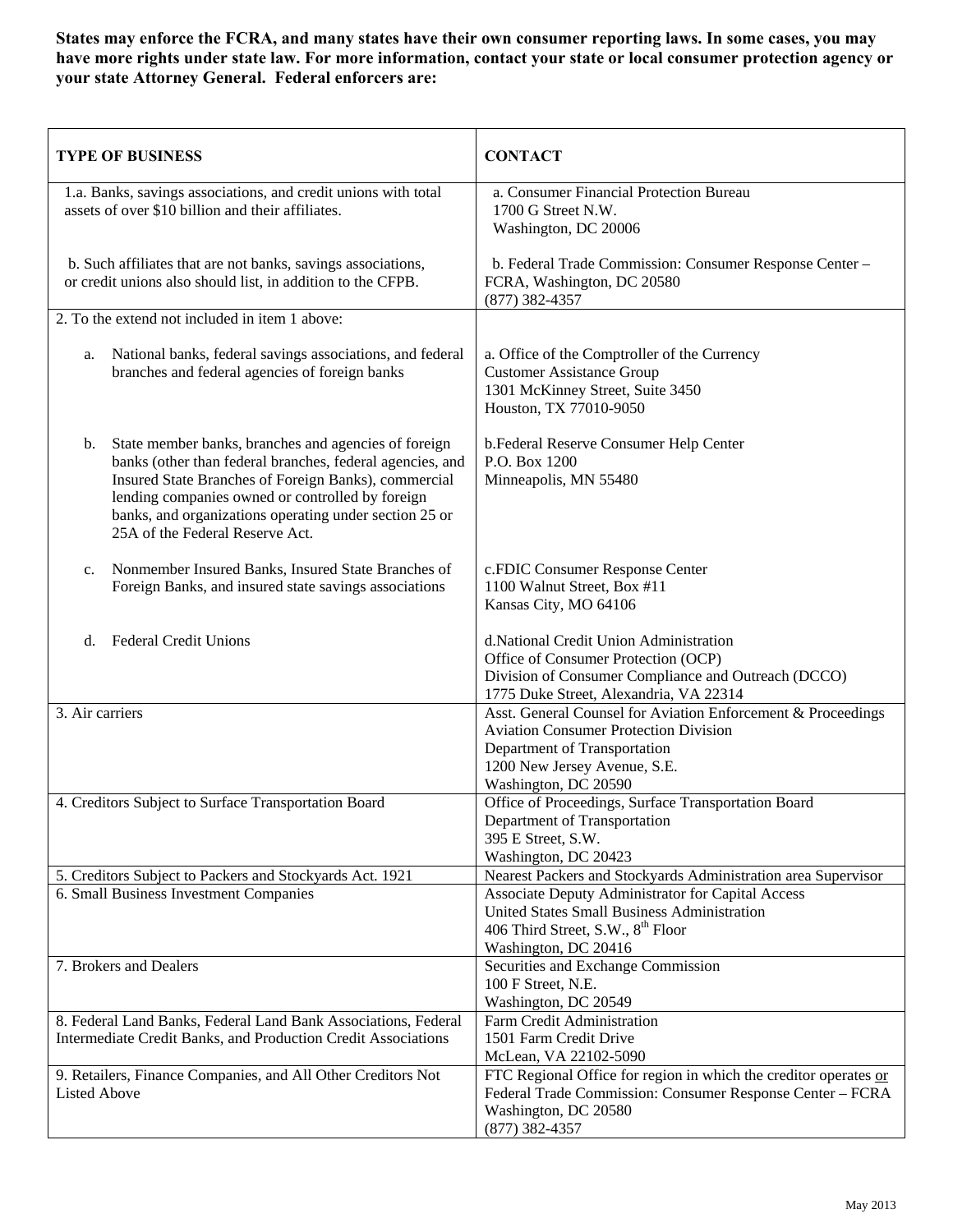**States may enforce the FCRA, and many states have their own consumer reporting laws. In some cases, you may have more rights under state law. For more information, contact your state or local consumer protection agency or your state Attorney General. Federal enforcers are:**

| **TYPE OF BUSINESS** | **CONTACT** |
|---|---|
| 1.a. Banks, savings associations, and credit unions with total assets of over $10 billion and their affiliates.<br><br>b. Such affiliates that are not banks, savings associations, or credit unions also should list, in addition to the CFPB. | a. Consumer Financial Protection Bureau<br>1700 G Street N.W.<br>Washington, DC 20006<br><br>b. Federal Trade Commission: Consumer Response Center – FCRA, Washington, DC 20580<br>(877) 382-4357 |
| 2. To the extend not included in item 1 above:<br><br>a. National banks, federal savings associations, and federal branches and federal agencies of foreign banks<br><br>b. State member banks, branches and agencies of foreign banks (other than federal branches, federal agencies, and Insured State Branches of Foreign Banks), commercial lending companies owned or controlled by foreign banks, and organizations operating under section 25 or 25A of the Federal Reserve Act.<br><br>c. Nonmember Insured Banks, Insured State Branches of Foreign Banks, and insured state savings associations<br><br>d. Federal Credit Unions | a. Office of the Comptroller of the Currency<br>Customer Assistance Group<br>1301 McKinney Street, Suite 3450<br>Houston, TX 77010-9050<br><br>b. Federal Reserve Consumer Help Center<br>P.O. Box 1200<br>Minneapolis, MN 55480<br><br>c. FDIC Consumer Response Center<br>1100 Walnut Street, Box #11<br>Kansas City, MO 64106<br><br>d. National Credit Union Administration<br>Office of Consumer Protection (OCP)<br>Division of Consumer Compliance and Outreach (DCCO)<br>1775 Duke Street, Alexandria, VA 22314 |
| 3. Air carriers | Asst. General Counsel for Aviation Enforcement & Proceedings<br>Aviation Consumer Protection Division<br>Department of Transportation<br>1200 New Jersey Avenue, S.E.<br>Washington, DC 20590 |
| 4. Creditors Subject to Surface Transportation Board | Office of Proceedings, Surface Transportation Board<br>Department of Transportation<br>395 E Street, S.W.<br>Washington, DC 20423 |
| 5. Creditors Subject to Packers and Stockyards Act. 1921 | Nearest Packers and Stockyards Administration area Supervisor |
| 6. Small Business Investment Companies | Associate Deputy Administrator for Capital Access<br>United States Small Business Administration<br>406 Third Street, S.W., 8th Floor<br>Washington, DC 20416 |
| 7. Brokers and Dealers | Securities and Exchange Commission<br>100 F Street, N.E.<br>Washington, DC 20549 |
| 8. Federal Land Banks, Federal Land Bank Associations, Federal Intermediate Credit Banks, and Production Credit Associations | Farm Credit Administration<br>1501 Farm Credit Drive<br>McLean, VA 22102-5090 |
| 9. Retailers, Finance Companies, and All Other Creditors Not Listed Above | FTC Regional Office for region in which the creditor operates <u>or</u> Federal Trade Commission: Consumer Response Center – FCRA<br>Washington, DC 20580<br>(877) 382-4357 |

May 2013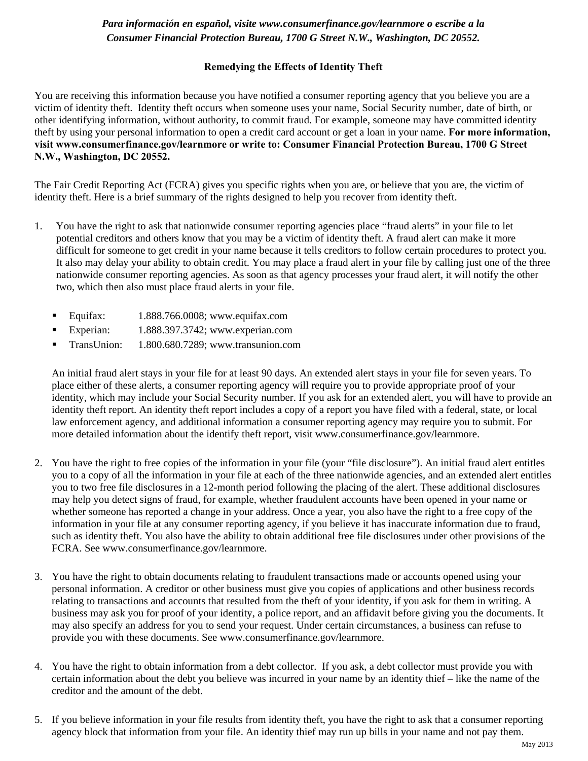***Para información en español, visite www.consumerfinance.gov/learnmore o escribe a la Consumer Financial Protection Bureau, 1700 G Street N.W., Washington, DC 20552.***

## Remedying the Effects of Identity Theft

You are receiving this information because you have notified a consumer reporting agency that you believe you are a victim of identity theft. Identity theft occurs when someone uses your name, Social Security number, date of birth, or other identifying information, without authority, to commit fraud. For example, someone may have committed identity theft by using your personal information to open a credit card account or get a loan in your name. **For more information, visit www.consumerfinance.gov/learnmore or write to: Consumer Financial Protection Bureau, 1700 G Street N.W., Washington, DC 20552.**

The Fair Credit Reporting Act (FCRA) gives you specific rights when you are, or believe that you are, the victim of identity theft. Here is a brief summary of the rights designed to help you recover from identity theft.

1. You have the right to ask that nationwide consumer reporting agencies place "fraud alerts" in your file to let potential creditors and others know that you may be a victim of identity theft. A fraud alert can make it more difficult for someone to get credit in your name because it tells creditors to follow certain procedures to protect you. It also may delay your ability to obtain credit. You may place a fraud alert in your file by calling just one of the three nationwide consumer reporting agencies. As soon as that agency processes your fraud alert, it will notify the other two, which then also must place fraud alerts in your file.

   - Equifax: 1.888.766.0008; www.equifax.com
   - Experian: 1.888.397.3742; www.experian.com
   - TransUnion: 1.800.680.7289; www.transunion.com

   An initial fraud alert stays in your file for at least 90 days. An extended alert stays in your file for seven years. To place either of these alerts, a consumer reporting agency will require you to provide appropriate proof of your identity, which may include your Social Security number. If you ask for an extended alert, you will have to provide an identity theft report. An identity theft report includes a copy of a report you have filed with a federal, state, or local law enforcement agency, and additional information a consumer reporting agency may require you to submit. For more detailed information about the identify theft report, visit www.consumerfinance.gov/learnmore.

2. You have the right to free copies of the information in your file (your "file disclosure"). An initial fraud alert entitles you to a copy of all the information in your file at each of the three nationwide agencies, and an extended alert entitles you to two free file disclosures in a 12-month period following the placing of the alert. These additional disclosures may help you detect signs of fraud, for example, whether fraudulent accounts have been opened in your name or whether someone has reported a change in your address. Once a year, you also have the right to a free copy of the information in your file at any consumer reporting agency, if you believe it has inaccurate information due to fraud, such as identity theft. You also have the ability to obtain additional free file disclosures under other provisions of the FCRA. See www.consumerfinance.gov/learnmore.

3. You have the right to obtain documents relating to fraudulent transactions made or accounts opened using your personal information. A creditor or other business must give you copies of applications and other business records relating to transactions and accounts that resulted from the theft of your identity, if you ask for them in writing. A business may ask you for proof of your identity, a police report, and an affidavit before giving you the documents. It may also specify an address for you to send your request. Under certain circumstances, a business can refuse to provide you with these documents. See www.consumerfinance.gov/learnmore.

4. You have the right to obtain information from a debt collector. If you ask, a debt collector must provide you with certain information about the debt you believe was incurred in your name by an identity thief – like the name of the creditor and the amount of the debt.

5. If you believe information in your file results from identity theft, you have the right to ask that a consumer reporting agency block that information from your file. An identity thief may run up bills in your name and not pay them.

May 2013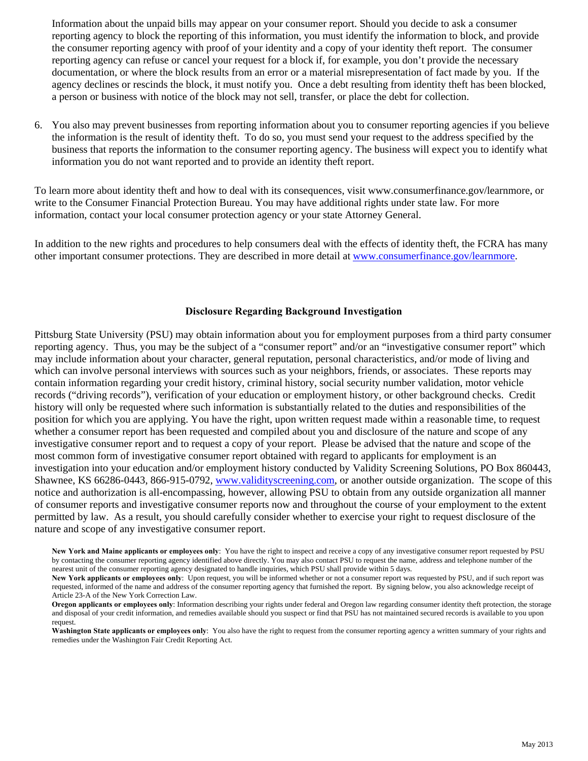Information about the unpaid bills may appear on your consumer report. Should you decide to ask a consumer reporting agency to block the reporting of this information, you must identify the information to block, and provide the consumer reporting agency with proof of your identity and a copy of your identity theft report. The consumer reporting agency can refuse or cancel your request for a block if, for example, you don't provide the necessary documentation, or where the block results from an error or a material misrepresentation of fact made by you. If the agency declines or rescinds the block, it must notify you. Once a debt resulting from identity theft has been blocked, a person or business with notice of the block may not sell, transfer, or place the debt for collection.

6. You also may prevent businesses from reporting information about you to consumer reporting agencies if you believe the information is the result of identity theft. To do so, you must send your request to the address specified by the business that reports the information to the consumer reporting agency. The business will expect you to identify what information you do not want reported and to provide an identity theft report.

To learn more about identity theft and how to deal with its consequences, visit www.consumerfinance.gov/learnmore, or write to the Consumer Financial Protection Bureau. You may have additional rights under state law. For more information, contact your local consumer protection agency or your state Attorney General.

In addition to the new rights and procedures to help consumers deal with the effects of identity theft, the FCRA has many other important consumer protections. They are described in more detail at www.consumerfinance.gov/learnmore.

## Disclosure Regarding Background Investigation

Pittsburg State University (PSU) may obtain information about you for employment purposes from a third party consumer reporting agency. Thus, you may be the subject of a "consumer report" and/or an "investigative consumer report" which may include information about your character, general reputation, personal characteristics, and/or mode of living and which can involve personal interviews with sources such as your neighbors, friends, or associates. These reports may contain information regarding your credit history, criminal history, social security number validation, motor vehicle records ("driving records"), verification of your education or employment history, or other background checks. Credit history will only be requested where such information is substantially related to the duties and responsibilities of the position for which you are applying. You have the right, upon written request made within a reasonable time, to request whether a consumer report has been requested and compiled about you and disclosure of the nature and scope of any investigative consumer report and to request a copy of your report. Please be advised that the nature and scope of the most common form of investigative consumer report obtained with regard to applicants for employment is an investigation into your education and/or employment history conducted by Validity Screening Solutions, PO Box 860443, Shawnee, KS 66286-0443, 866-915-0792, www.validityscreening.com, or another outside organization. The scope of this notice and authorization is all-encompassing, however, allowing PSU to obtain from any outside organization all manner of consumer reports and investigative consumer reports now and throughout the course of your employment to the extent permitted by law. As a result, you should carefully consider whether to exercise your right to request disclosure of the nature and scope of any investigative consumer report.

**New York and Maine applicants or employees only**: You have the right to inspect and receive a copy of any investigative consumer report requested by PSU by contacting the consumer reporting agency identified above directly. You may also contact PSU to request the name, address and telephone number of the nearest unit of the consumer reporting agency designated to handle inquiries, which PSU shall provide within 5 days.

**New York applicants or employees only**: Upon request, you will be informed whether or not a consumer report was requested by PSU, and if such report was requested, informed of the name and address of the consumer reporting agency that furnished the report. By signing below, you also acknowledge receipt of Article 23-A of the New York Correction Law.

**Oregon applicants or employees only**: Information describing your rights under federal and Oregon law regarding consumer identity theft protection, the storage and disposal of your credit information, and remedies available should you suspect or find that PSU has not maintained secured records is available to you upon request.

**Washington State applicants or employees only**: You also have the right to request from the consumer reporting agency a written summary of your rights and remedies under the Washington Fair Credit Reporting Act.

May 2013